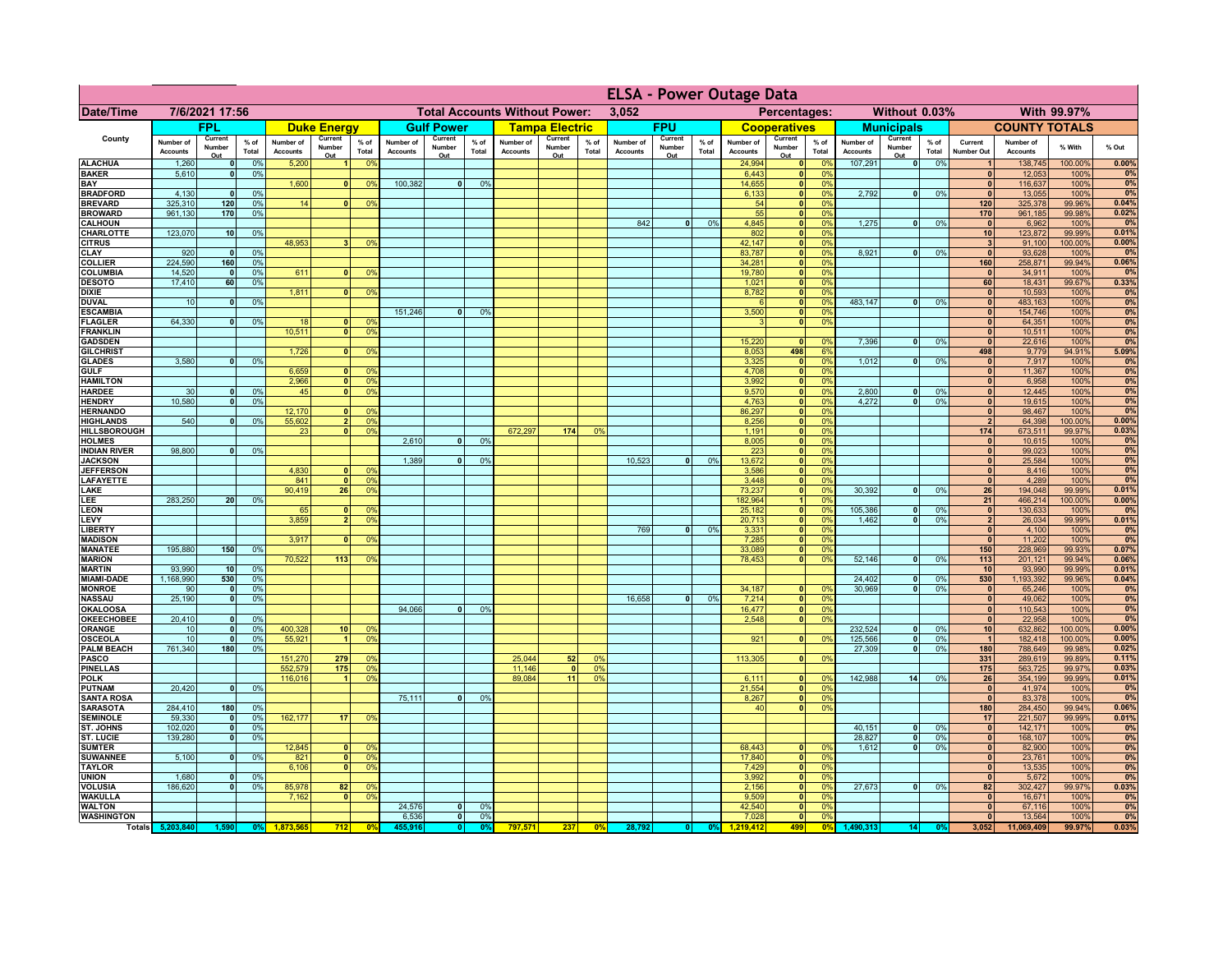# ELSA - Power Outage Data

**Date/Time:** 7/6/2021 17:56 | **Total Accounts Without Power:** 3,052 | **Percentages:** Without 0.03% | With 99.97%

| County | FPL | | | Duke Energy | | | Gulf Power | | | Tampa Electric | | | FPU | | | Cooperatives | | | Municipals | | | COUNTY TOTALS | | | |
|---|---|---|---|---|---|---|---|---|---|---|---|---|---|---|---|---|---|---|---|---|---|---|---|---|---|
| | Number of Accounts | Current Number Out | % of Total | Number of Accounts | Current Number Out | % of Total | Number of Accounts | Current Number Out | % of Total | Number of Accounts | Current Number Out | % of Total | Number of Accounts | Current Number Out | % of Total | Number of Accounts | Current Number Out | % of Total | Number of Accounts | Current Number Out | % of Total | Current Number Out | Number of Accounts | % With | % Out |
| ALACHUA | 1,260 | 0 | 0% | 5,200 | 1 | 0% | | | | | | | | | | 24,994 | 0 | 0% | 107,291 | 0 | 0% | 1 | 138,745 | 100.00% | 0.00% |
| BAKER | 5,610 | 0 | 0% | | | | | | | | | | | | | 6,443 | 0 | 0% | | | | 0 | 12,053 | 100% | 0% |
| BAY | | | | 1,600 | 0 | 0% | 100,382 | 0 | 0% | | | | | | | 14,655 | 0 | 0% | | | | 0 | 116,637 | 100% | 0% |
| BRADFORD | 4,130 | 0 | 0% | | | | | | | | | | | | | 6,133 | 0 | 0% | 2,792 | 0 | 0% | 0 | 13,055 | 100% | 0% |
| BREVARD | 325,310 | 120 | 0% | 14 | 0 | 0% | | | | | | | | | | 54 | 0 | 0% | | | | 120 | 325,378 | 99.96% | 0.04% |
| BROWARD | 961,130 | 170 | 0% | | | | | | | | | | | | | 55 | 0 | 0% | | | | 170 | 961,185 | 99.98% | 0.02% |
| CALHOUN | | | | | | | | | | | | | 842 | 0 | 0% | 4,845 | 0 | 0% | 1,275 | 0 | 0% | 0 | 6,962 | 100% | 0% |
| CHARLOTTE | 123,070 | 10 | 0% | | | | | | | | | | | | | 802 | 0 | 0% | | | | 10 | 123,872 | 99.99% | 0.01% |
| CITRUS | | | | 48,953 | 3 | 0% | | | | | | | | | | 42,147 | 0 | 0% | | | | 3 | 91,100 | 100.00% | 0.00% |
| CLAY | 920 | 0 | 0% | | | | | | | | | | | | | 83,787 | 0 | 0% | 8,921 | 0 | 0% | 0 | 93,628 | 100% | 0% |
| COLLIER | 224,590 | 160 | 0% | | | | | | | | | | | | | 34,281 | 0 | 0% | | | | 160 | 258,871 | 99.94% | 0.06% |
| COLUMBIA | 14,520 | 0 | 0% | 611 | 0 | 0% | | | | | | | | | | 19,780 | 0 | 0% | | | | 0 | 34,911 | 100% | 0% |
| DESOTO | 17,410 | 60 | 0% | | | | | | | | | | | | | 1,021 | 0 | 0% | | | | 60 | 18,431 | 99.67% | 0.33% |
| DIXIE | | | | 1,811 | 0 | 0% | | | | | | | | | | 8,782 | 0 | 0% | | | | 0 | 10,593 | 100% | 0% |
| DUVAL | 10 | 0 | 0% | | | | | | | | | | | | | 6 | 0 | 0% | 483,147 | 0 | 0% | 0 | 483,163 | 100% | 0% |
| ESCAMBIA | | | | | | | 151,246 | 0 | 0% | | | | | | | 3,500 | 0 | 0% | | | | 0 | 154,746 | 100% | 0% |
| FLAGLER | 64,330 | 0 | 0% | 18 | 0 | 0% | | | | | | | | | | 3 | 0 | 0% | | | | 0 | 64,351 | 100% | 0% |
| FRANKLIN | | | | 10,511 | 0 | 0% | | | | | | | | | | | | | | | | 0 | 10,511 | 100% | 0% |
| GADSDEN | | | | | | | | | | | | | | | | 15,220 | 0 | 0% | 7,396 | 0 | 0% | 0 | 22,616 | 100% | 0% |
| GILCHRIST | | | | 1,726 | 0 | 0% | | | | | | | | | | 8,053 | 498 | 6% | | | | 498 | 9,779 | 94.91% | 5.09% |
| GLADES | 3,580 | 0 | 0% | | | | | | | | | | | | | 3,325 | 0 | 0% | 1,012 | 0 | 0% | 0 | 7,917 | 100% | 0% |
| GULF | | | | 6,659 | 0 | 0% | | | | | | | | | | 4,708 | 0 | 0% | | | | 0 | 11,367 | 100% | 0% |
| HAMILTON | | | | 2,966 | 0 | 0% | | | | | | | | | | 3,992 | 0 | 0% | | | | 0 | 6,958 | 100% | 0% |
| HARDEE | 30 | 0 | 0% | 45 | 0 | 0% | | | | | | | | | | 9,570 | 0 | 0% | 2,800 | 0 | 0% | 0 | 12,445 | 100% | 0% |
| HENDRY | 10,580 | 0 | 0% | | | | | | | | | | | | | 4,763 | 0 | 0% | 4,272 | 0 | 0% | 0 | 19,615 | 100% | 0% |
| HERNANDO | | | | 12,170 | 0 | 0% | | | | | | | | | | 86,297 | 0 | 0% | | | | 0 | 98,467 | 100% | 0% |
| HIGHLANDS | 540 | 0 | 0% | 55,602 | 2 | 0% | | | | | | | | | | 8,256 | 0 | 0% | | | | 2 | 64,398 | 100.00% | 0.00% |
| HILLSBOROUGH | | | | 23 | 0 | 0% | | | | 672,297 | 174 | 0% | | | | 1,191 | 0 | 0% | | | | 174 | 673,511 | 99.97% | 0.03% |
| HOLMES | | | | | | | 2,610 | 0 | 0% | | | | | | | 8,005 | 0 | 0% | | | | 0 | 10,615 | 100% | 0% |
| INDIAN RIVER | 98,800 | 0 | 0% | | | | | | | | | | | | | 223 | 0 | 0% | | | | 0 | 99,023 | 100% | 0% |
| JACKSON | | | | | | | 1,389 | 0 | 0% | | | | 10,523 | 0 | 0% | 13,672 | 0 | 0% | | | | 0 | 25,584 | 100% | 0% |
| JEFFERSON | | | | 4,830 | 0 | 0% | | | | | | | | | | 3,586 | 0 | 0% | | | | 0 | 8,416 | 100% | 0% |
| LAFAYETTE | | | | 841 | 0 | 0% | | | | | | | | | | 3,448 | 0 | 0% | | | | 0 | 4,289 | 100% | 0% |
| LAKE | | | | 90,419 | 26 | 0% | | | | | | | | | | 73,237 | 0 | 0% | 30,392 | 0 | 0% | 26 | 194,048 | 99.99% | 0.01% |
| LEE | 283,250 | 20 | 0% | | | | | | | | | | | | | 182,964 | 1 | 0% | | | | 21 | 466,214 | 100.00% | 0.00% |
| LEON | | | | 65 | 0 | 0% | | | | | | | | | | 25,182 | 0 | 0% | 105,386 | 0 | 0% | 0 | 130,633 | 100% | 0% |
| LEVY | | | | 3,859 | 2 | 0% | | | | | | | | | | 20,713 | 0 | 0% | 1,462 | 0 | 0% | 2 | 26,034 | 99.99% | 0.01% |
| LIBERTY | | | | | | | | | | | | | 769 | 0 | 0% | 3,331 | 0 | 0% | | | | 0 | 4,100 | 100% | 0% |
| MADISON | | | | 3,917 | 0 | 0% | | | | | | | | | | 7,285 | 0 | 0% | | | | 0 | 11,202 | 100% | 0% |
| MANATEE | 195,880 | 150 | 0% | | | | | | | | | | | | | 33,089 | 0 | 0% | | | | 150 | 228,969 | 99.93% | 0.07% |
| MARION | | | | 70,522 | 113 | 0% | | | | | | | | | | 78,453 | 0 | 0% | 52,146 | 0 | 0% | 113 | 201,121 | 99.94% | 0.06% |
| MARTIN | 93,990 | 10 | 0% | | | | | | | | | | | | | | | | | | | 10 | 93,990 | 99.99% | 0.01% |
| MIAMI-DADE | 1,168,990 | 530 | 0% | | | | | | | | | | | | | | | | 24,402 | 0 | 0% | 530 | 1,193,392 | 99.96% | 0.04% |
| MONROE | 90 | 0 | 0% | | | | | | | | | | | | | 34,187 | 0 | 0% | 30,969 | 0 | 0% | 0 | 65,246 | 100% | 0% |
| NASSAU | 25,190 | 0 | 0% | | | | | | | | | | 16,658 | 0 | 0% | 7,214 | 0 | 0% | | | | 0 | 49,062 | 100% | 0% |
| OKALOOSA | | | | | | | 94,066 | 0 | 0% | | | | | | | 16,477 | 0 | 0% | | | | 0 | 110,543 | 100% | 0% |
| OKEECHOBEE | 20,410 | 0 | 0% | | | | | | | | | | | | | 2,548 | 0 | 0% | | | | 0 | 22,958 | 100% | 0% |
| ORANGE | 10 | 0 | 0% | 400,328 | 10 | 0% | | | | | | | | | | | | | 232,524 | 0 | 0% | 10 | 632,862 | 100.00% | 0.00% |
| OSCEOLA | 10 | 0 | 0% | 55,921 | 1 | 0% | | | | | | | | | | 921 | 0 | 0% | 125,566 | 0 | 0% | 1 | 182,418 | 100.00% | 0.00% |
| PALM BEACH | 761,340 | 180 | 0% | | | | | | | | | | | | | | | | 27,309 | 0 | 0% | 180 | 788,649 | 99.98% | 0.02% |
| PASCO | | | | 151,270 | 279 | 0% | | | | 25,044 | 52 | 0% | | | | 113,305 | 0 | 0% | | | | 331 | 289,619 | 99.89% | 0.11% |
| PINELLAS | | | | 552,579 | 175 | 0% | | | | 11,146 | 0 | 0% | | | | | | | | | | 175 | 563,725 | 99.97% | 0.03% |
| POLK | | | | 116,016 | 1 | 0% | | | | 89,084 | 11 | 0% | | | | 6,111 | 0 | 0% | 142,988 | 14 | 0% | 26 | 354,199 | 99.99% | 0.01% |
| PUTNAM | 20,420 | 0 | 0% | | | | | | | | | | | | | 21,554 | 0 | 0% | | | | 0 | 41,974 | 100% | 0% |
| SANTA ROSA | | | | | | | 75,111 | 0 | 0% | | | | | | | 8,267 | 0 | 0% | | | | 0 | 83,378 | 100% | 0% |
| SARASOTA | 284,410 | 180 | 0% | | | | | | | | | | | | | 40 | 0 | 0% | | | | 180 | 284,450 | 99.94% | 0.06% |
| SEMINOLE | 59,330 | 0 | 0% | 162,177 | 17 | 0% | | | | | | | | | | | | | | | | 17 | 221,507 | 99.99% | 0.01% |
| ST. JOHNS | 102,020 | 0 | 0% | | | | | | | | | | | | | | | | 40,151 | 0 | 0% | 0 | 142,171 | 100% | 0% |
| ST. LUCIE | 139,280 | 0 | 0% | | | | | | | | | | | | | | | | 28,827 | 0 | 0% | 0 | 168,107 | 100% | 0% |
| SUMTER | | | | 12,845 | 0 | 0% | | | | | | | | | | 68,443 | 0 | 0% | 1,612 | 0 | 0% | 0 | 82,900 | 100% | 0% |
| SUWANNEE | 5,100 | 0 | 0% | 821 | 0 | 0% | | | | | | | | | | 17,840 | 0 | 0% | | | | 0 | 23,761 | 100% | 0% |
| TAYLOR | | | | 6,106 | 0 | 0% | | | | | | | | | | 7,429 | 0 | 0% | | | | 0 | 13,535 | 100% | 0% |
| UNION | 1,680 | 0 | 0% | | | | | | | | | | | | | 3,992 | 0 | 0% | | | | 0 | 5,672 | 100% | 0% |
| VOLUSIA | 186,620 | 0 | 0% | 85,978 | 82 | 0% | | | | | | | | | | 2,156 | 0 | 0% | 27,673 | 0 | 0% | 82 | 302,427 | 99.97% | 0.03% |
| WAKULLA | | | | 7,162 | 0 | 0% | | | | | | | | | | 9,509 | 0 | 0% | | | | 0 | 16,671 | 100% | 0% |
| WALTON | | | | | | | 24,576 | 0 | 0% | | | | | | | 42,540 | 0 | 0% | | | | 0 | 67,116 | 100% | 0% |
| WASHINGTON | | | | | | | 6,536 | 0 | 0% | | | | | | | 7,028 | 0 | 0% | | | | 0 | 13,564 | 100% | 0% |
| Totals | 5,203,840 | 1,590 | 0% | 1,873,565 | 712 | 0% | 455,916 | 0 | 0% | 797,571 | 237 | 0% | 28,792 | 0 | 0% | 1,219,412 | 499 | 0% | 1,490,313 | 14 | 0% | 3,052 | 11,069,409 | 99.97% | 0.03% |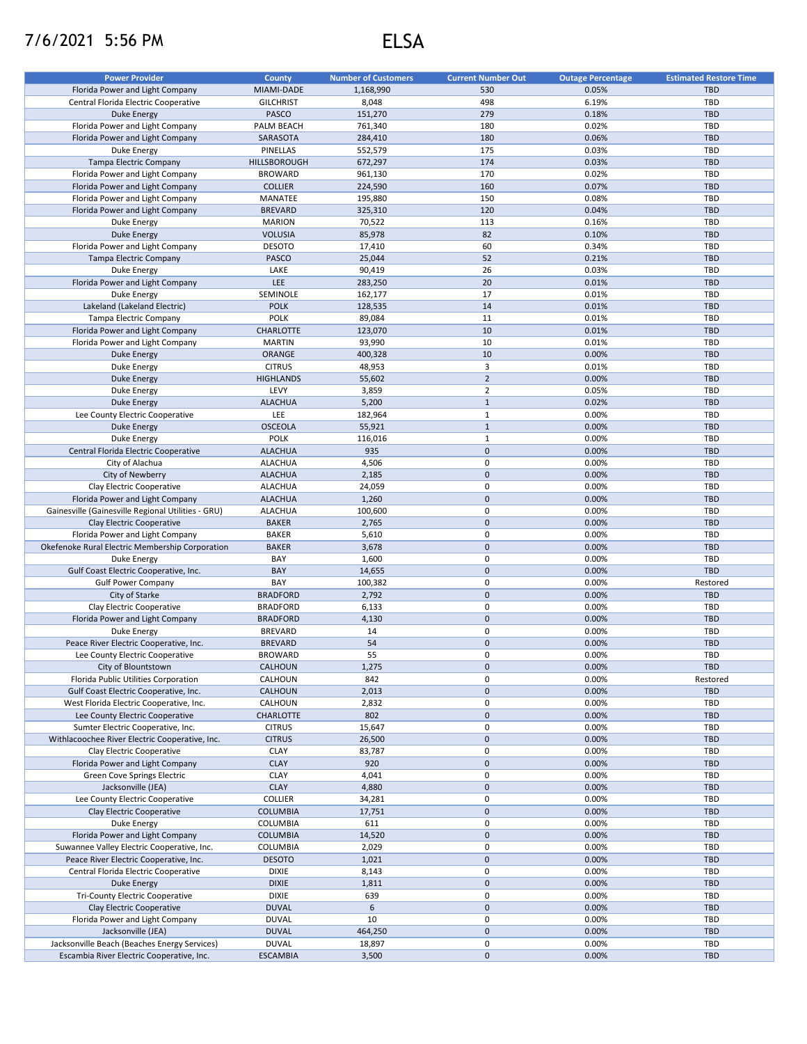7/6/2021 5:56 PM

# ELSA

| Power Provider | County | Number of Customers | Current Number Out | Outage Percentage | Estimated Restore Time |
|---|---|---|---|---|---|
| Florida Power and Light Company | MIAMI-DADE | 1,168,990 | 530 | 0.05% | TBD |
| Central Florida Electric Cooperative | GILCHRIST | 8,048 | 498 | 6.19% | TBD |
| Duke Energy | PASCO | 151,270 | 279 | 0.18% | TBD |
| Florida Power and Light Company | PALM BEACH | 761,340 | 180 | 0.02% | TBD |
| Florida Power and Light Company | SARASOTA | 284,410 | 180 | 0.06% | TBD |
| Duke Energy | PINELLAS | 552,579 | 175 | 0.03% | TBD |
| Tampa Electric Company | HILLSBOROUGH | 672,297 | 174 | 0.03% | TBD |
| Florida Power and Light Company | BROWARD | 961,130 | 170 | 0.02% | TBD |
| Florida Power and Light Company | COLLIER | 224,590 | 160 | 0.07% | TBD |
| Florida Power and Light Company | MANATEE | 195,880 | 150 | 0.08% | TBD |
| Florida Power and Light Company | BREVARD | 325,310 | 120 | 0.04% | TBD |
| Duke Energy | MARION | 70,522 | 113 | 0.16% | TBD |
| Duke Energy | VOLUSIA | 85,978 | 82 | 0.10% | TBD |
| Florida Power and Light Company | DESOTO | 17,410 | 60 | 0.34% | TBD |
| Tampa Electric Company | PASCO | 25,044 | 52 | 0.21% | TBD |
| Duke Energy | LAKE | 90,419 | 26 | 0.03% | TBD |
| Florida Power and Light Company | LEE | 283,250 | 20 | 0.01% | TBD |
| Duke Energy | SEMINOLE | 162,177 | 17 | 0.01% | TBD |
| Lakeland (Lakeland Electric) | POLK | 128,535 | 14 | 0.01% | TBD |
| Tampa Electric Company | POLK | 89,084 | 11 | 0.01% | TBD |
| Florida Power and Light Company | CHARLOTTE | 123,070 | 10 | 0.01% | TBD |
| Florida Power and Light Company | MARTIN | 93,990 | 10 | 0.01% | TBD |
| Duke Energy | ORANGE | 400,328 | 10 | 0.00% | TBD |
| Duke Energy | CITRUS | 48,953 | 3 | 0.01% | TBD |
| Duke Energy | HIGHLANDS | 55,602 | 2 | 0.00% | TBD |
| Duke Energy | LEVY | 3,859 | 2 | 0.05% | TBD |
| Duke Energy | ALACHUA | 5,200 | 1 | 0.02% | TBD |
| Lee County Electric Cooperative | LEE | 182,964 | 1 | 0.00% | TBD |
| Duke Energy | OSCEOLA | 55,921 | 1 | 0.00% | TBD |
| Duke Energy | POLK | 116,016 | 1 | 0.00% | TBD |
| Central Florida Electric Cooperative | ALACHUA | 935 | 0 | 0.00% | TBD |
| City of Alachua | ALACHUA | 4,506 | 0 | 0.00% | TBD |
| City of Newberry | ALACHUA | 2,185 | 0 | 0.00% | TBD |
| Clay Electric Cooperative | ALACHUA | 24,059 | 0 | 0.00% | TBD |
| Florida Power and Light Company | ALACHUA | 1,260 | 0 | 0.00% | TBD |
| Gainesville (Gainesville Regional Utilities - GRU) | ALACHUA | 100,600 | 0 | 0.00% | TBD |
| Clay Electric Cooperative | BAKER | 2,765 | 0 | 0.00% | TBD |
| Florida Power and Light Company | BAKER | 5,610 | 0 | 0.00% | TBD |
| Okefenoke Rural Electric Membership Corporation | BAKER | 3,678 | 0 | 0.00% | TBD |
| Duke Energy | BAY | 1,600 | 0 | 0.00% | TBD |
| Gulf Coast Electric Cooperative, Inc. | BAY | 14,655 | 0 | 0.00% | TBD |
| Gulf Power Company | BAY | 100,382 | 0 | 0.00% | Restored |
| City of Starke | BRADFORD | 2,792 | 0 | 0.00% | TBD |
| Clay Electric Cooperative | BRADFORD | 6,133 | 0 | 0.00% | TBD |
| Florida Power and Light Company | BRADFORD | 4,130 | 0 | 0.00% | TBD |
| Duke Energy | BREVARD | 14 | 0 | 0.00% | TBD |
| Peace River Electric Cooperative, Inc. | BREVARD | 54 | 0 | 0.00% | TBD |
| Lee County Electric Cooperative | BROWARD | 55 | 0 | 0.00% | TBD |
| City of Blountstown | CALHOUN | 1,275 | 0 | 0.00% | TBD |
| Florida Public Utilities Corporation | CALHOUN | 842 | 0 | 0.00% | Restored |
| Gulf Coast Electric Cooperative, Inc. | CALHOUN | 2,013 | 0 | 0.00% | TBD |
| West Florida Electric Cooperative, Inc. | CALHOUN | 2,832 | 0 | 0.00% | TBD |
| Lee County Electric Cooperative | CHARLOTTE | 802 | 0 | 0.00% | TBD |
| Sumter Electric Cooperative, Inc. | CITRUS | 15,647 | 0 | 0.00% | TBD |
| Withlacoochee River Electric Cooperative, Inc. | CITRUS | 26,500 | 0 | 0.00% | TBD |
| Clay Electric Cooperative | CLAY | 83,787 | 0 | 0.00% | TBD |
| Florida Power and Light Company | CLAY | 920 | 0 | 0.00% | TBD |
| Green Cove Springs Electric | CLAY | 4,041 | 0 | 0.00% | TBD |
| Jacksonville (JEA) | CLAY | 4,880 | 0 | 0.00% | TBD |
| Lee County Electric Cooperative | COLLIER | 34,281 | 0 | 0.00% | TBD |
| Clay Electric Cooperative | COLUMBIA | 17,751 | 0 | 0.00% | TBD |
| Duke Energy | COLUMBIA | 611 | 0 | 0.00% | TBD |
| Florida Power and Light Company | COLUMBIA | 14,520 | 0 | 0.00% | TBD |
| Suwannee Valley Electric Cooperative, Inc. | COLUMBIA | 2,029 | 0 | 0.00% | TBD |
| Peace River Electric Cooperative, Inc. | DESOTO | 1,021 | 0 | 0.00% | TBD |
| Central Florida Electric Cooperative | DIXIE | 8,143 | 0 | 0.00% | TBD |
| Duke Energy | DIXIE | 1,811 | 0 | 0.00% | TBD |
| Tri-County Electric Cooperative | DIXIE | 639 | 0 | 0.00% | TBD |
| Clay Electric Cooperative | DUVAL | 6 | 0 | 0.00% | TBD |
| Florida Power and Light Company | DUVAL | 10 | 0 | 0.00% | TBD |
| Jacksonville (JEA) | DUVAL | 464,250 | 0 | 0.00% | TBD |
| Jacksonville Beach (Beaches Energy Services) | DUVAL | 18,897 | 0 | 0.00% | TBD |
| Escambia River Electric Cooperative, Inc. | ESCAMBIA | 3,500 | 0 | 0.00% | TBD |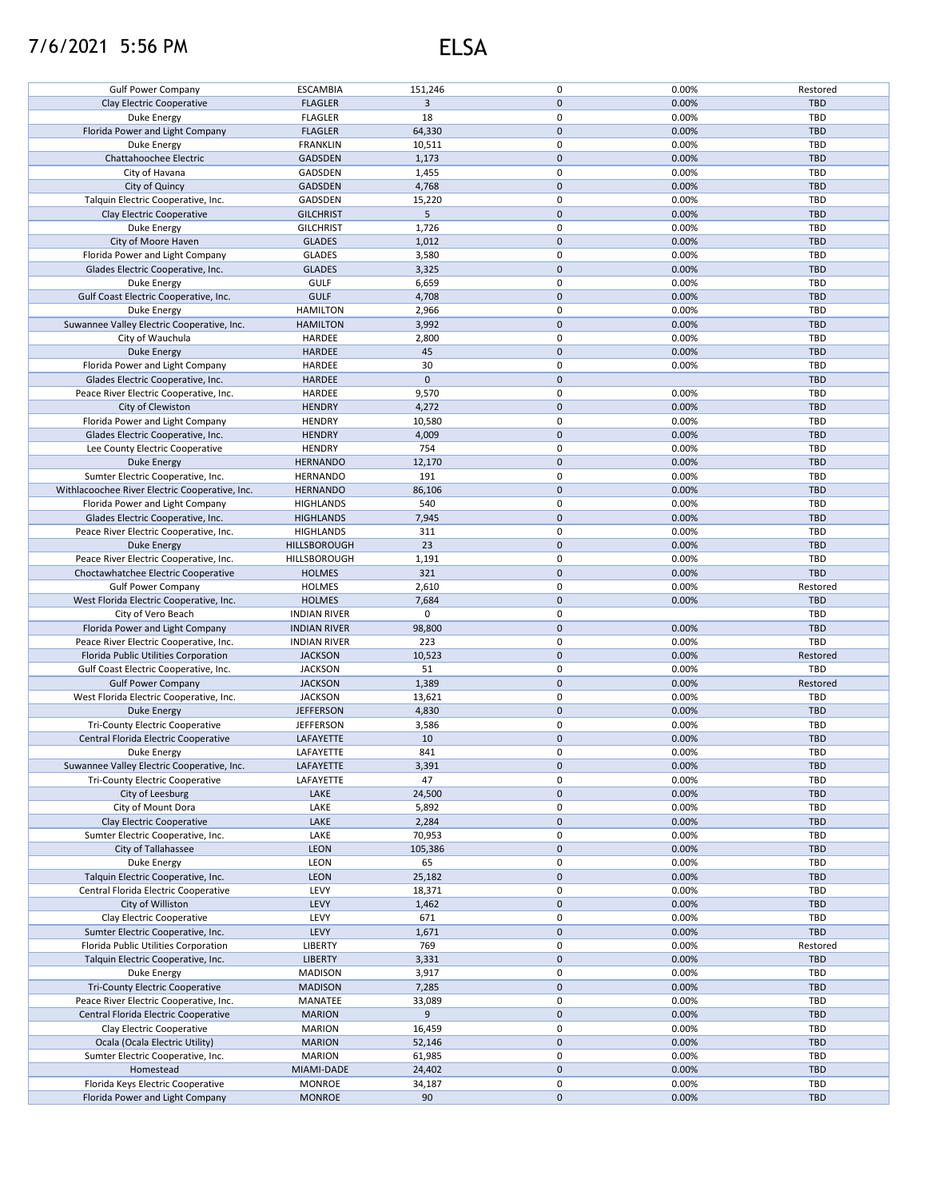# 7/6/2021 5:56 PM ELSA

| | | | | | |
|---|---|---|---|---|---|
| Gulf Power Company | ESCAMBIA | 151,246 | 0 | 0.00% | Restored |
| Clay Electric Cooperative | FLAGLER | 3 | 0 | 0.00% | TBD |
| Duke Energy | FLAGLER | 18 | 0 | 0.00% | TBD |
| Florida Power and Light Company | FLAGLER | 64,330 | 0 | 0.00% | TBD |
| Duke Energy | FRANKLIN | 10,511 | 0 | 0.00% | TBD |
| Chattahoochee Electric | GADSDEN | 1,173 | 0 | 0.00% | TBD |
| City of Havana | GADSDEN | 1,455 | 0 | 0.00% | TBD |
| City of Quincy | GADSDEN | 4,768 | 0 | 0.00% | TBD |
| Talquin Electric Cooperative, Inc. | GADSDEN | 15,220 | 0 | 0.00% | TBD |
| Clay Electric Cooperative | GILCHRIST | 5 | 0 | 0.00% | TBD |
| Duke Energy | GILCHRIST | 1,726 | 0 | 0.00% | TBD |
| City of Moore Haven | GLADES | 1,012 | 0 | 0.00% | TBD |
| Florida Power and Light Company | GLADES | 3,580 | 0 | 0.00% | TBD |
| Glades Electric Cooperative, Inc. | GLADES | 3,325 | 0 | 0.00% | TBD |
| Duke Energy | GULF | 6,659 | 0 | 0.00% | TBD |
| Gulf Coast Electric Cooperative, Inc. | GULF | 4,708 | 0 | 0.00% | TBD |
| Duke Energy | HAMILTON | 2,966 | 0 | 0.00% | TBD |
| Suwannee Valley Electric Cooperative, Inc. | HAMILTON | 3,992 | 0 | 0.00% | TBD |
| City of Wauchula | HARDEE | 2,800 | 0 | 0.00% | TBD |
| Duke Energy | HARDEE | 45 | 0 | 0.00% | TBD |
| Florida Power and Light Company | HARDEE | 30 | 0 | 0.00% | TBD |
| Glades Electric Cooperative, Inc. | HARDEE | 0 | 0 | | TBD |
| Peace River Electric Cooperative, Inc. | HARDEE | 9,570 | 0 | 0.00% | TBD |
| City of Clewiston | HENDRY | 4,272 | 0 | 0.00% | TBD |
| Florida Power and Light Company | HENDRY | 10,580 | 0 | 0.00% | TBD |
| Glades Electric Cooperative, Inc. | HENDRY | 4,009 | 0 | 0.00% | TBD |
| Lee County Electric Cooperative | HENDRY | 754 | 0 | 0.00% | TBD |
| Duke Energy | HERNANDO | 12,170 | 0 | 0.00% | TBD |
| Sumter Electric Cooperative, Inc. | HERNANDO | 191 | 0 | 0.00% | TBD |
| Withlacoochee River Electric Cooperative, Inc. | HERNANDO | 86,106 | 0 | 0.00% | TBD |
| Florida Power and Light Company | HIGHLANDS | 540 | 0 | 0.00% | TBD |
| Glades Electric Cooperative, Inc. | HIGHLANDS | 7,945 | 0 | 0.00% | TBD |
| Peace River Electric Cooperative, Inc. | HIGHLANDS | 311 | 0 | 0.00% | TBD |
| Duke Energy | HILLSBOROUGH | 23 | 0 | 0.00% | TBD |
| Peace River Electric Cooperative, Inc. | HILLSBOROUGH | 1,191 | 0 | 0.00% | TBD |
| Choctawhatchee Electric Cooperative | HOLMES | 321 | 0 | 0.00% | TBD |
| Gulf Power Company | HOLMES | 2,610 | 0 | 0.00% | Restored |
| West Florida Electric Cooperative, Inc. | HOLMES | 7,684 | 0 | 0.00% | TBD |
| City of Vero Beach | INDIAN RIVER | 0 | 0 | | TBD |
| Florida Power and Light Company | INDIAN RIVER | 98,800 | 0 | 0.00% | TBD |
| Peace River Electric Cooperative, Inc. | INDIAN RIVER | 223 | 0 | 0.00% | TBD |
| Florida Public Utilities Corporation | JACKSON | 10,523 | 0 | 0.00% | Restored |
| Gulf Coast Electric Cooperative, Inc. | JACKSON | 51 | 0 | 0.00% | TBD |
| Gulf Power Company | JACKSON | 1,389 | 0 | 0.00% | Restored |
| West Florida Electric Cooperative, Inc. | JACKSON | 13,621 | 0 | 0.00% | TBD |
| Duke Energy | JEFFERSON | 4,830 | 0 | 0.00% | TBD |
| Tri-County Electric Cooperative | JEFFERSON | 3,586 | 0 | 0.00% | TBD |
| Central Florida Electric Cooperative | LAFAYETTE | 10 | 0 | 0.00% | TBD |
| Duke Energy | LAFAYETTE | 841 | 0 | 0.00% | TBD |
| Suwannee Valley Electric Cooperative, Inc. | LAFAYETTE | 3,391 | 0 | 0.00% | TBD |
| Tri-County Electric Cooperative | LAFAYETTE | 47 | 0 | 0.00% | TBD |
| City of Leesburg | LAKE | 24,500 | 0 | 0.00% | TBD |
| City of Mount Dora | LAKE | 5,892 | 0 | 0.00% | TBD |
| Clay Electric Cooperative | LAKE | 2,284 | 0 | 0.00% | TBD |
| Sumter Electric Cooperative, Inc. | LAKE | 70,953 | 0 | 0.00% | TBD |
| City of Tallahassee | LEON | 105,386 | 0 | 0.00% | TBD |
| Duke Energy | LEON | 65 | 0 | 0.00% | TBD |
| Talquin Electric Cooperative, Inc. | LEON | 25,182 | 0 | 0.00% | TBD |
| Central Florida Electric Cooperative | LEVY | 18,371 | 0 | 0.00% | TBD |
| City of Williston | LEVY | 1,462 | 0 | 0.00% | TBD |
| Clay Electric Cooperative | LEVY | 671 | 0 | 0.00% | TBD |
| Sumter Electric Cooperative, Inc. | LEVY | 1,671 | 0 | 0.00% | TBD |
| Florida Public Utilities Corporation | LIBERTY | 769 | 0 | 0.00% | Restored |
| Talquin Electric Cooperative, Inc. | LIBERTY | 3,331 | 0 | 0.00% | TBD |
| Duke Energy | MADISON | 3,917 | 0 | 0.00% | TBD |
| Tri-County Electric Cooperative | MADISON | 7,285 | 0 | 0.00% | TBD |
| Peace River Electric Cooperative, Inc. | MANATEE | 33,089 | 0 | 0.00% | TBD |
| Central Florida Electric Cooperative | MARION | 9 | 0 | 0.00% | TBD |
| Clay Electric Cooperative | MARION | 16,459 | 0 | 0.00% | TBD |
| Ocala (Ocala Electric Utility) | MARION | 52,146 | 0 | 0.00% | TBD |
| Sumter Electric Cooperative, Inc. | MARION | 61,985 | 0 | 0.00% | TBD |
| Homestead | MIAMI-DADE | 24,402 | 0 | 0.00% | TBD |
| Florida Keys Electric Cooperative | MONROE | 34,187 | 0 | 0.00% | TBD |
| Florida Power and Light Company | MONROE | 90 | 0 | 0.00% | TBD |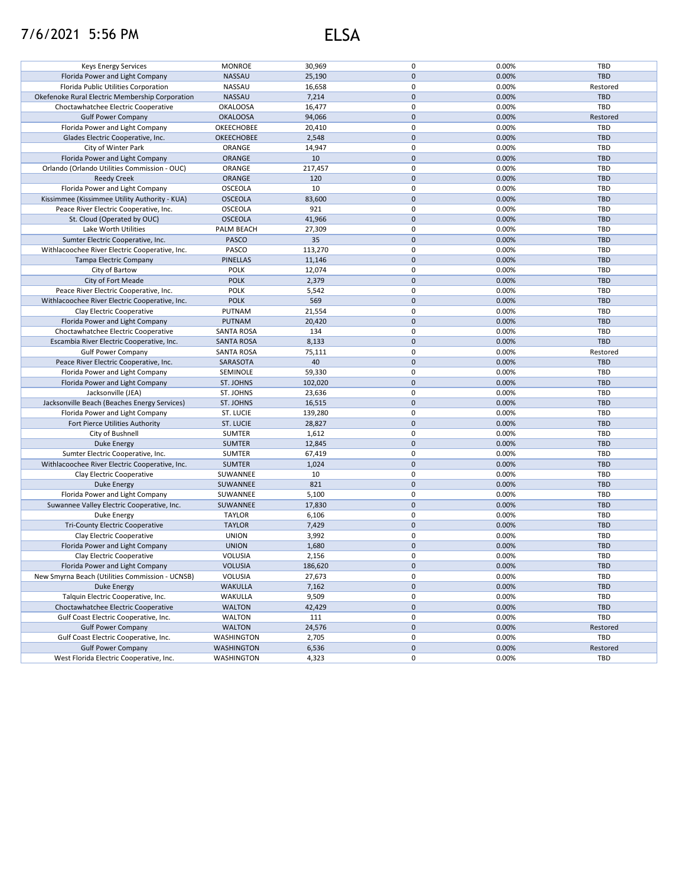# ELSA

7/6/2021 5:56 PM

| | | | | | |
|---|---|---|---|---|---|
| Keys Energy Services | MONROE | 30,969 | 0 | 0.00% | TBD |
| Florida Power and Light Company | NASSAU | 25,190 | 0 | 0.00% | TBD |
| Florida Public Utilities Corporation | NASSAU | 16,658 | 0 | 0.00% | Restored |
| Okefenoke Rural Electric Membership Corporation | NASSAU | 7,214 | 0 | 0.00% | TBD |
| Choctawhatchee Electric Cooperative | OKALOOSA | 16,477 | 0 | 0.00% | TBD |
| Gulf Power Company | OKALOOSA | 94,066 | 0 | 0.00% | Restored |
| Florida Power and Light Company | OKEECHOBEE | 20,410 | 0 | 0.00% | TBD |
| Glades Electric Cooperative, Inc. | OKEECHOBEE | 2,548 | 0 | 0.00% | TBD |
| City of Winter Park | ORANGE | 14,947 | 0 | 0.00% | TBD |
| Florida Power and Light Company | ORANGE | 10 | 0 | 0.00% | TBD |
| Orlando (Orlando Utilities Commission - OUC) | ORANGE | 217,457 | 0 | 0.00% | TBD |
| Reedy Creek | ORANGE | 120 | 0 | 0.00% | TBD |
| Florida Power and Light Company | OSCEOLA | 10 | 0 | 0.00% | TBD |
| Kissimmee (Kissimmee Utility Authority - KUA) | OSCEOLA | 83,600 | 0 | 0.00% | TBD |
| Peace River Electric Cooperative, Inc. | OSCEOLA | 921 | 0 | 0.00% | TBD |
| St. Cloud (Operated by OUC) | OSCEOLA | 41,966 | 0 | 0.00% | TBD |
| Lake Worth Utilities | PALM BEACH | 27,309 | 0 | 0.00% | TBD |
| Sumter Electric Cooperative, Inc. | PASCO | 35 | 0 | 0.00% | TBD |
| Withlacoochee River Electric Cooperative, Inc. | PASCO | 113,270 | 0 | 0.00% | TBD |
| Tampa Electric Company | PINELLAS | 11,146 | 0 | 0.00% | TBD |
| City of Bartow | POLK | 12,074 | 0 | 0.00% | TBD |
| City of Fort Meade | POLK | 2,379 | 0 | 0.00% | TBD |
| Peace River Electric Cooperative, Inc. | POLK | 5,542 | 0 | 0.00% | TBD |
| Withlacoochee River Electric Cooperative, Inc. | POLK | 569 | 0 | 0.00% | TBD |
| Clay Electric Cooperative | PUTNAM | 21,554 | 0 | 0.00% | TBD |
| Florida Power and Light Company | PUTNAM | 20,420 | 0 | 0.00% | TBD |
| Choctawhatchee Electric Cooperative | SANTA ROSA | 134 | 0 | 0.00% | TBD |
| Escambia River Electric Cooperative, Inc. | SANTA ROSA | 8,133 | 0 | 0.00% | TBD |
| Gulf Power Company | SANTA ROSA | 75,111 | 0 | 0.00% | Restored |
| Peace River Electric Cooperative, Inc. | SARASOTA | 40 | 0 | 0.00% | TBD |
| Florida Power and Light Company | SEMINOLE | 59,330 | 0 | 0.00% | TBD |
| Florida Power and Light Company | ST. JOHNS | 102,020 | 0 | 0.00% | TBD |
| Jacksonville (JEA) | ST. JOHNS | 23,636 | 0 | 0.00% | TBD |
| Jacksonville Beach (Beaches Energy Services) | ST. JOHNS | 16,515 | 0 | 0.00% | TBD |
| Florida Power and Light Company | ST. LUCIE | 139,280 | 0 | 0.00% | TBD |
| Fort Pierce Utilities Authority | ST. LUCIE | 28,827 | 0 | 0.00% | TBD |
| City of Bushnell | SUMTER | 1,612 | 0 | 0.00% | TBD |
| Duke Energy | SUMTER | 12,845 | 0 | 0.00% | TBD |
| Sumter Electric Cooperative, Inc. | SUMTER | 67,419 | 0 | 0.00% | TBD |
| Withlacoochee River Electric Cooperative, Inc. | SUMTER | 1,024 | 0 | 0.00% | TBD |
| Clay Electric Cooperative | SUWANNEE | 10 | 0 | 0.00% | TBD |
| Duke Energy | SUWANNEE | 821 | 0 | 0.00% | TBD |
| Florida Power and Light Company | SUWANNEE | 5,100 | 0 | 0.00% | TBD |
| Suwannee Valley Electric Cooperative, Inc. | SUWANNEE | 17,830 | 0 | 0.00% | TBD |
| Duke Energy | TAYLOR | 6,106 | 0 | 0.00% | TBD |
| Tri-County Electric Cooperative | TAYLOR | 7,429 | 0 | 0.00% | TBD |
| Clay Electric Cooperative | UNION | 3,992 | 0 | 0.00% | TBD |
| Florida Power and Light Company | UNION | 1,680 | 0 | 0.00% | TBD |
| Clay Electric Cooperative | VOLUSIA | 2,156 | 0 | 0.00% | TBD |
| Florida Power and Light Company | VOLUSIA | 186,620 | 0 | 0.00% | TBD |
| New Smyrna Beach (Utilities Commission - UCNSB) | VOLUSIA | 27,673 | 0 | 0.00% | TBD |
| Duke Energy | WAKULLA | 7,162 | 0 | 0.00% | TBD |
| Talquin Electric Cooperative, Inc. | WAKULLA | 9,509 | 0 | 0.00% | TBD |
| Choctawhatchee Electric Cooperative | WALTON | 42,429 | 0 | 0.00% | TBD |
| Gulf Coast Electric Cooperative, Inc. | WALTON | 111 | 0 | 0.00% | TBD |
| Gulf Power Company | WALTON | 24,576 | 0 | 0.00% | Restored |
| Gulf Coast Electric Cooperative, Inc. | WASHINGTON | 2,705 | 0 | 0.00% | TBD |
| Gulf Power Company | WASHINGTON | 6,536 | 0 | 0.00% | Restored |
| West Florida Electric Cooperative, Inc. | WASHINGTON | 4,323 | 0 | 0.00% | TBD |